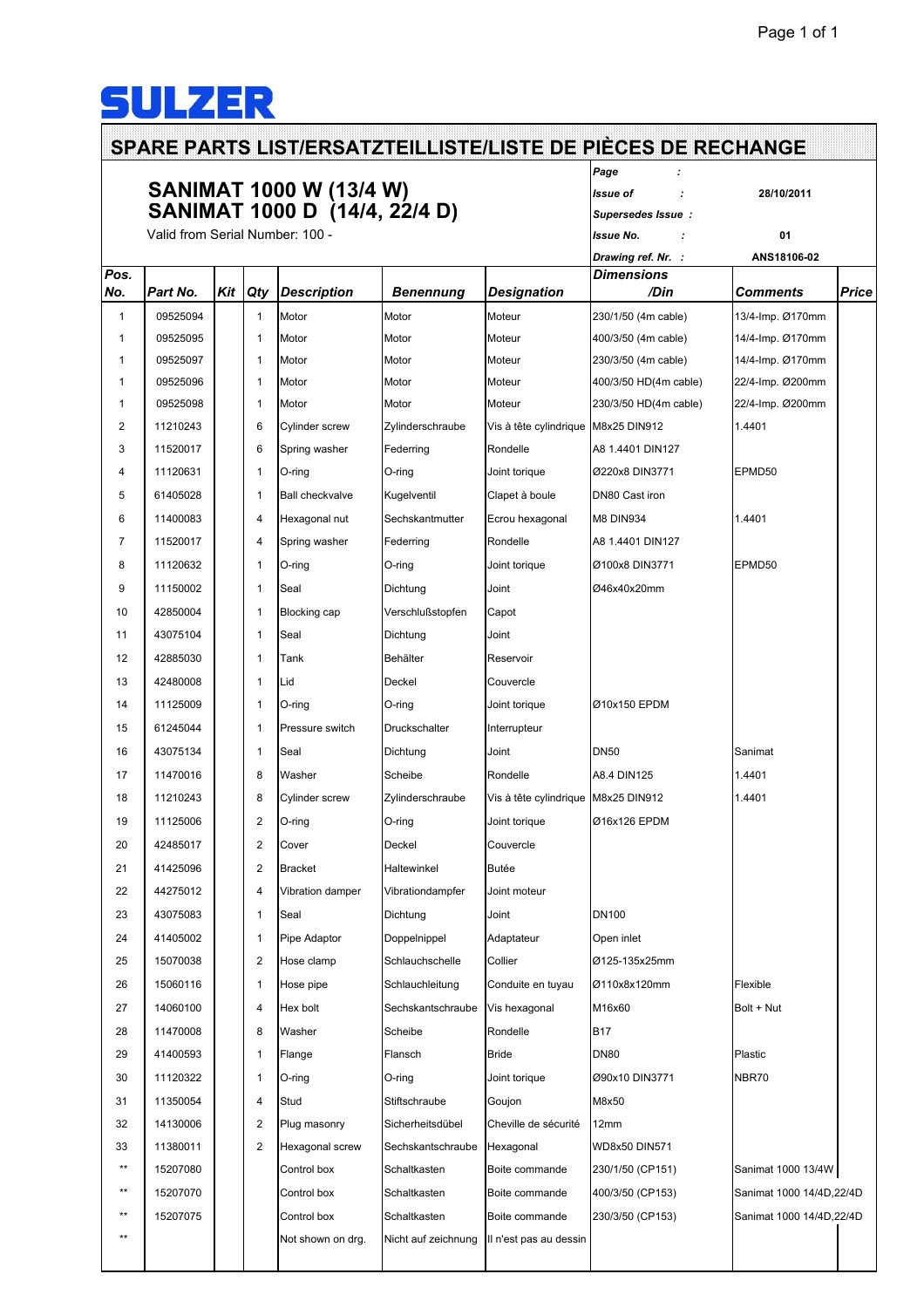SULZER

# SPARE PARTS LIST/ERSATZTEILLISTE/LISTE DE PIÈCES DE RECHANGE

## SANIMAT 1000 W (13/4 W)
## SANIMAT 1000 D (14/4, 22/4 D)

Valid from Serial Number: 100 -

| | | |
|---|---|---|
| Page | : | |
| Issue of | : | 28/10/2011 |
| Supersedes Issue | : | |
| Issue No. | : | 01 |
| Drawing ref. Nr. | : | ANS18106-02 |

| Pos. No. | Part No. | Kit | Qty | Description | Benennung | Designation | Dimensions /Din | Comments | Price |
|---|---|---|---|---|---|---|---|---|---|
| 1 | 09525094 | | 1 | Motor | Motor | Moteur | 230/1/50 (4m cable) | 13/4-Imp. Ø170mm | |
| 1 | 09525095 | | 1 | Motor | Motor | Moteur | 400/3/50 (4m cable) | 14/4-Imp. Ø170mm | |
| 1 | 09525097 | | 1 | Motor | Motor | Moteur | 230/3/50 (4m cable) | 14/4-Imp. Ø170mm | |
| 1 | 09525096 | | 1 | Motor | Motor | Moteur | 400/3/50 HD(4m cable) | 22/4-Imp. Ø200mm | |
| 1 | 09525098 | | 1 | Motor | Motor | Moteur | 230/3/50 HD(4m cable) | 22/4-Imp. Ø200mm | |
| 2 | 11210243 | | 6 | Cylinder screw | Zylinderschraube | Vis à tête cylindrique | M8x25 DIN912 | 1.4401 | |
| 3 | 11520017 | | 6 | Spring washer | Federring | Rondelle | A8 1.4401 DIN127 | | |
| 4 | 11120631 | | 1 | O-ring | O-ring | Joint torique | Ø220x8 DIN3771 | EPMD50 | |
| 5 | 61405028 | | 1 | Ball checkvalve | Kugelventil | Clapet à boule | DN80 Cast iron | | |
| 6 | 11400083 | | 4 | Hexagonal nut | Sechskantmutter | Ecrou hexagonal | M8 DIN934 | 1.4401 | |
| 7 | 11520017 | | 4 | Spring washer | Federring | Rondelle | A8 1.4401 DIN127 | | |
| 8 | 11120632 | | 1 | O-ring | O-ring | Joint torique | Ø100x8 DIN3771 | EPMD50 | |
| 9 | 11150002 | | 1 | Seal | Dichtung | Joint | Ø46x40x20mm | | |
| 10 | 42850004 | | 1 | Blocking cap | Verschlußstopfen | Capot | | | |
| 11 | 43075104 | | 1 | Seal | Dichtung | Joint | | | |
| 12 | 42885030 | | 1 | Tank | Behälter | Reservoir | | | |
| 13 | 42480008 | | 1 | Lid | Deckel | Couvercle | | | |
| 14 | 11125009 | | 1 | O-ring | O-ring | Joint torique | Ø10x150 EPDM | | |
| 15 | 61245044 | | 1 | Pressure switch | Druckschalter | Interrupteur | | | |
| 16 | 43075134 | | 1 | Seal | Dichtung | Joint | DN50 | Sanimat | |
| 17 | 11470016 | | 8 | Washer | Scheibe | Rondelle | A8.4 DIN125 | 1.4401 | |
| 18 | 11210243 | | 8 | Cylinder screw | Zylinderschraube | Vis à tête cylindrique | M8x25 DIN912 | 1.4401 | |
| 19 | 11125006 | | 2 | O-ring | O-ring | Joint torique | Ø16x126 EPDM | | |
| 20 | 42485017 | | 2 | Cover | Deckel | Couvercle | | | |
| 21 | 41425096 | | 2 | Bracket | Haltewinkel | Butée | | | |
| 22 | 44275012 | | 4 | Vibration damper | Vibrationdampfer | Joint moteur | | | |
| 23 | 43075083 | | 1 | Seal | Dichtung | Joint | DN100 | | |
| 24 | 41405002 | | 1 | Pipe Adaptor | Doppelnippel | Adaptateur | Open inlet | | |
| 25 | 15070038 | | 2 | Hose clamp | Schlauchschelle | Collier | Ø125-135x25mm | | |
| 26 | 15060116 | | 1 | Hose pipe | Schlauchleitung | Conduite en tuyau | Ø110x8x120mm | Flexible | |
| 27 | 14060100 | | 4 | Hex bolt | Sechskantschraube | Vis hexagonal | M16x60 | Bolt + Nut | |
| 28 | 11470008 | | 8 | Washer | Scheibe | Rondelle | B17 | | |
| 29 | 41400593 | | 1 | Flange | Flansch | Bride | DN80 | Plastic | |
| 30 | 11120322 | | 1 | O-ring | O-ring | Joint torique | Ø90x10 DIN3771 | NBR70 | |
| 31 | 11350054 | | 4 | Stud | Stiftschraube | Goujon | M8x50 | | |
| 32 | 14130006 | | 2 | Plug masonry | Sicherheitsdübel | Cheville de sécurité | 12mm | | |
| 33 | 11380011 | | 2 | Hexagonal screw | Sechskantschraube | Hexagonal | WD8x50 DIN571 | | |
| ** | 15207080 | | | Control box | Schaltkasten | Boite commande | 230/1/50 (CP151) | Sanimat 1000 13/4W | |
| ** | 15207070 | | | Control box | Schaltkasten | Boite commande | 400/3/50 (CP153) | Sanimat 1000 14/4D,22/4D | |
| ** | 15207075 | | | Control box | Schaltkasten | Boite commande | 230/3/50 (CP153) | Sanimat 1000 14/4D,22/4D | |
| ** | | | | Not shown on drg. | Nicht auf zeichnung | Il n'est pas au dessin | | | |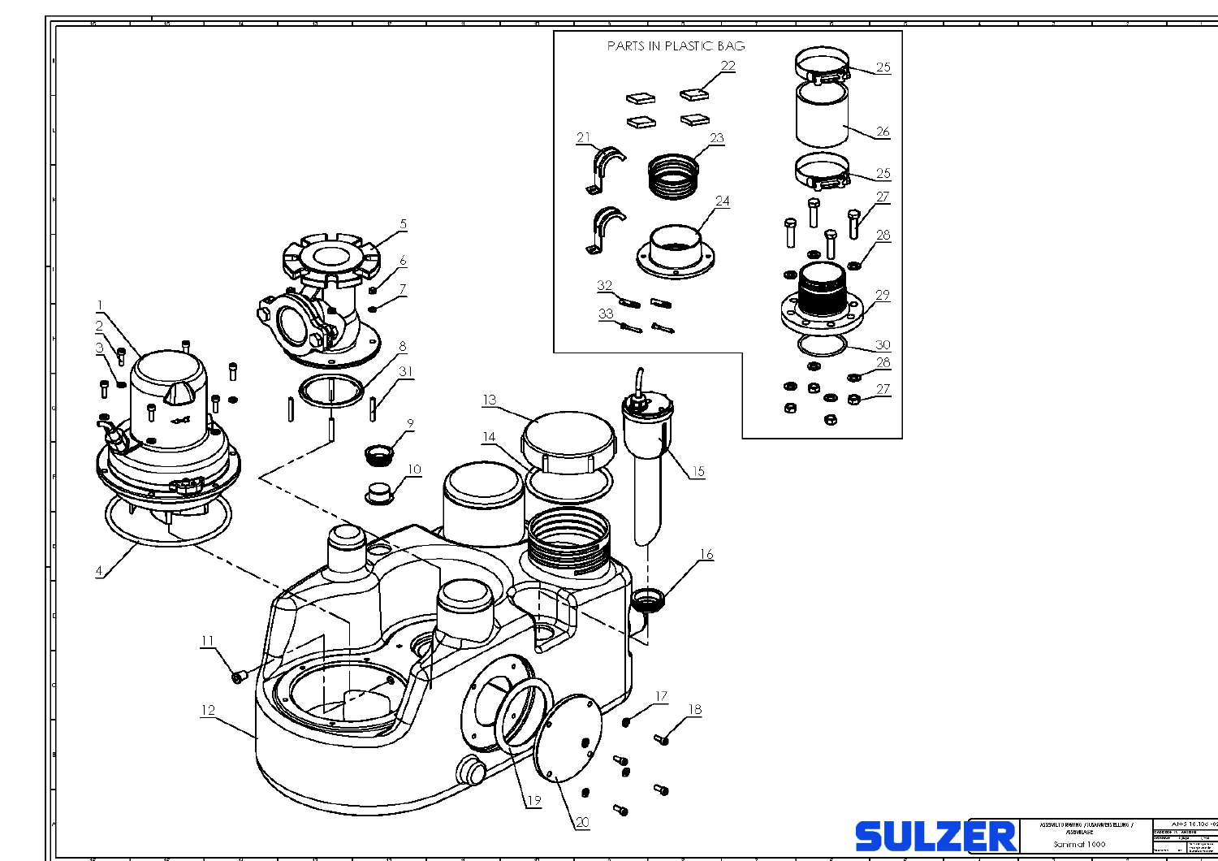PARTS IN PLASTIC BAG

22
21
23
24
32
33
25
26
25
27
28
29
30
28
27

5
6
7
1
2
3
8
31
9
10
13
14
15
16
4
11
12
17
18
19
20

SULZER

ASSEMBLY DRAWING / SAMENSTELLING / ASSEMBLAGE

Sanimat 1000